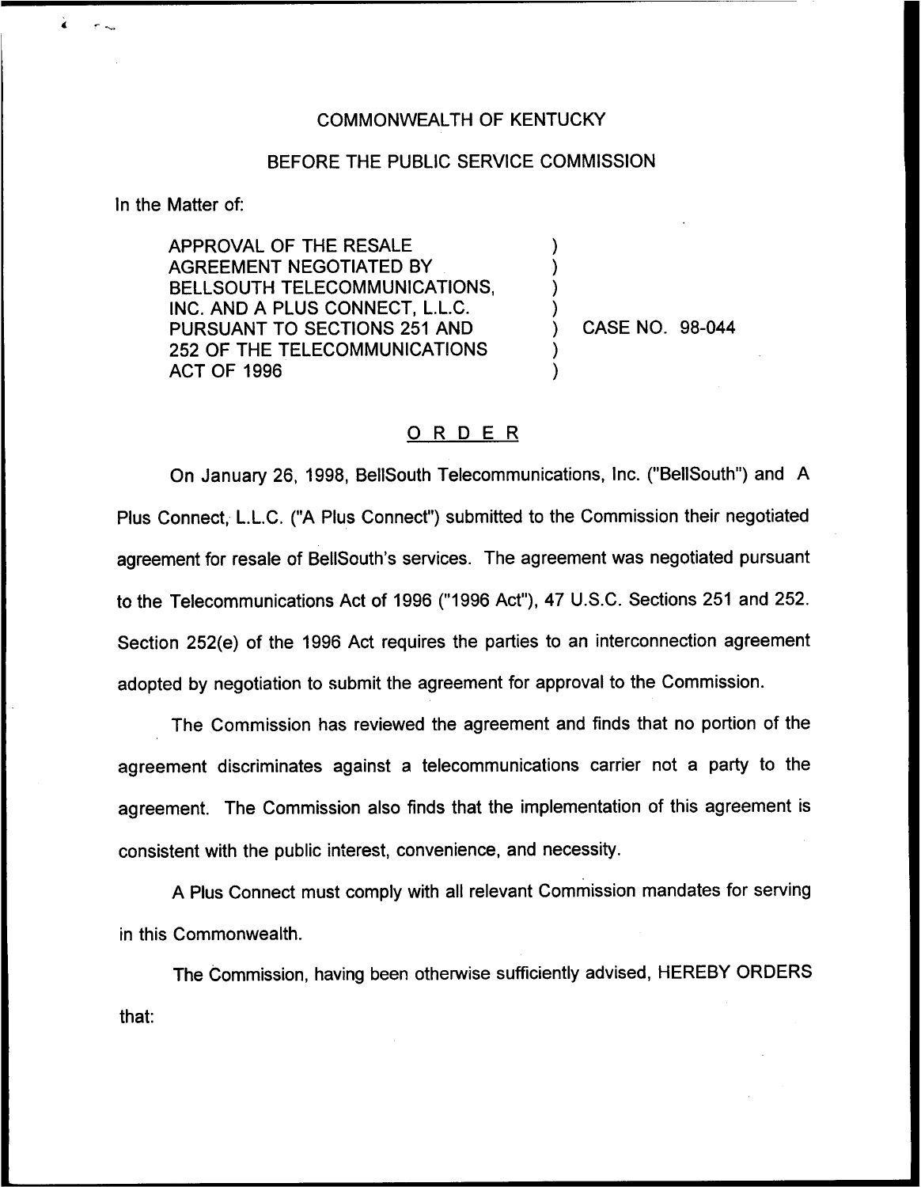COMMONWEALTH OF KENTUCKY

BEFORE THE PUBLIC SERVICE COMMISSION

In the Matter of:

APPROVAL OF THE RESALE AGREEMENT NEGOTIATED BY BELLSOUTH TELECOMMUNICATIONS, INC. AND A PLUS CONNECT, L.L.C. PURSUANT TO SECTIONS 251 AND 252 OF THE TELECOMMUNICATIONS ACT OF 1996 ) CASE NO. 98-044

# ORDER

On January 26, 1998, BellSouth Telecommunications, Inc. ("BellSouth") and A Plus Connect, L.L.C. ("A Plus Connect") submitted to the Commission their negotiated agreement for resale of BellSouth's services. The agreement was negotiated pursuant to the Telecommunications Act of 1996 ("1996 Act"), 47 U.S.C. Sections 251 and 252. Section 252(e) of the 1996 Act requires the parties to an interconnection agreement adopted by negotiation to submit the agreement for approval to the Commission.

The Commission has reviewed the agreement and finds that no portion of the agreement discriminates against a telecommunications carrier not a party to the agreement. The Commission also finds that the implementation of this agreement is consistent with the public interest, convenience, and necessity.

A Plus Connect must comply with all relevant Commission mandates for serving in this Commonwealth.

The Commission, having been otherwise sufficiently advised, HEREBY ORDERS that: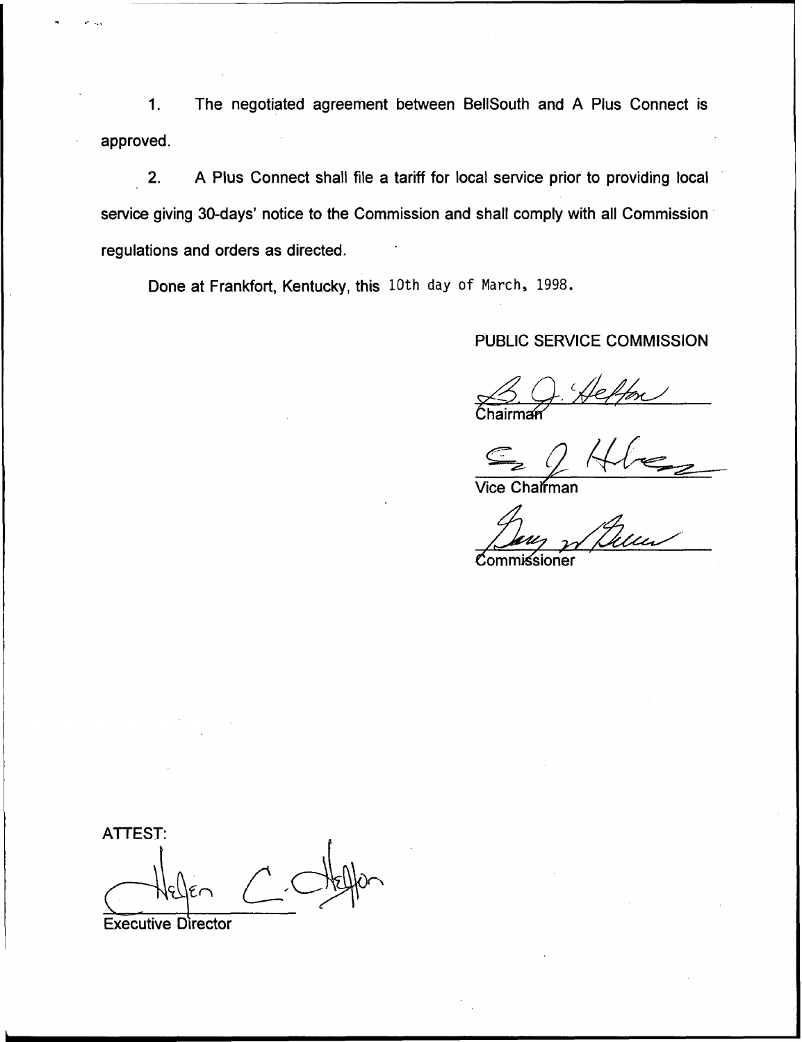1. The negotiated agreement between BellSouth and A Plus Connect is approved.

2. A Plus Connect shall file a tariff for local service prior to providing local service giving 30-days' notice to the Commission and shall comply with all Commission regulations and orders as directed.

Done at Frankfort, Kentucky, this 10th day of March, 1998.

PUBLIC SERVICE COMMISSION

Chairman

Vice Chairman

Commissioner

ATTEST:

Executive Director